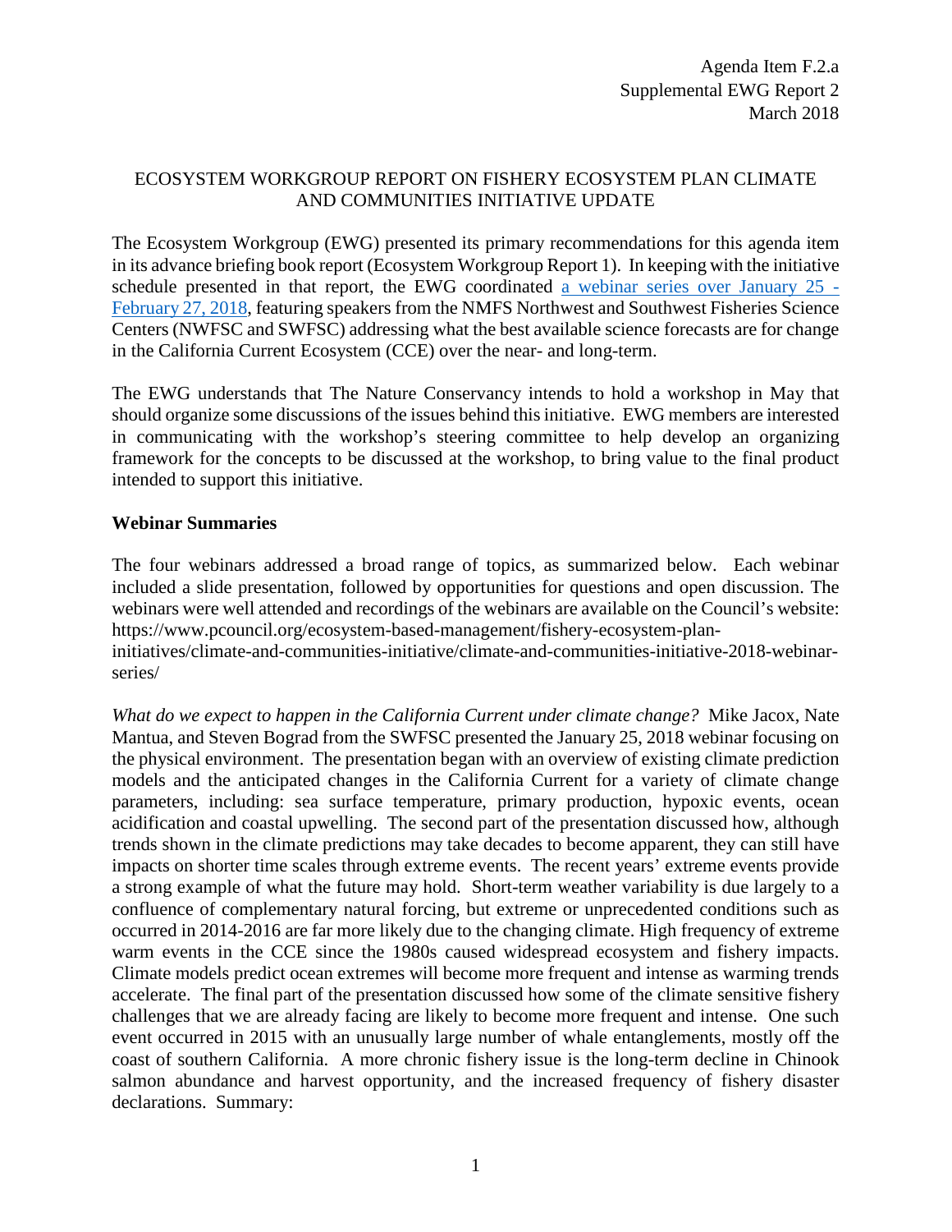Agenda Item F.2.a
Supplemental EWG Report 2
March 2018

# ECOSYSTEM WORKGROUP REPORT ON FISHERY ECOSYSTEM PLAN CLIMATE AND COMMUNITIES INITIATIVE UPDATE

The Ecosystem Workgroup (EWG) presented its primary recommendations for this agenda item in its advance briefing book report (Ecosystem Workgroup Report 1). In keeping with the initiative schedule presented in that report, the EWG coordinated a webinar series over January 25 - February 27, 2018, featuring speakers from the NMFS Northwest and Southwest Fisheries Science Centers (NWFSC and SWFSC) addressing what the best available science forecasts are for change in the California Current Ecosystem (CCE) over the near- and long-term.

The EWG understands that The Nature Conservancy intends to hold a workshop in May that should organize some discussions of the issues behind this initiative. EWG members are interested in communicating with the workshop's steering committee to help develop an organizing framework for the concepts to be discussed at the workshop, to bring value to the final product intended to support this initiative.

## Webinar Summaries

The four webinars addressed a broad range of topics, as summarized below. Each webinar included a slide presentation, followed by opportunities for questions and open discussion. The webinars were well attended and recordings of the webinars are available on the Council's website: https://www.pcouncil.org/ecosystem-based-management/fishery-ecosystem-plan-initiatives/climate-and-communities-initiative/climate-and-communities-initiative-2018-webinar-series/

*What do we expect to happen in the California Current under climate change?* Mike Jacox, Nate Mantua, and Steven Bograd from the SWFSC presented the January 25, 2018 webinar focusing on the physical environment. The presentation began with an overview of existing climate prediction models and the anticipated changes in the California Current for a variety of climate change parameters, including: sea surface temperature, primary production, hypoxic events, ocean acidification and coastal upwelling. The second part of the presentation discussed how, although trends shown in the climate predictions may take decades to become apparent, they can still have impacts on shorter time scales through extreme events. The recent years' extreme events provide a strong example of what the future may hold. Short-term weather variability is due largely to a confluence of complementary natural forcing, but extreme or unprecedented conditions such as occurred in 2014-2016 are far more likely due to the changing climate. High frequency of extreme warm events in the CCE since the 1980s caused widespread ecosystem and fishery impacts. Climate models predict ocean extremes will become more frequent and intense as warming trends accelerate. The final part of the presentation discussed how some of the climate sensitive fishery challenges that we are already facing are likely to become more frequent and intense. One such event occurred in 2015 with an unusually large number of whale entanglements, mostly off the coast of southern California. A more chronic fishery issue is the long-term decline in Chinook salmon abundance and harvest opportunity, and the increased frequency of fishery disaster declarations. Summary: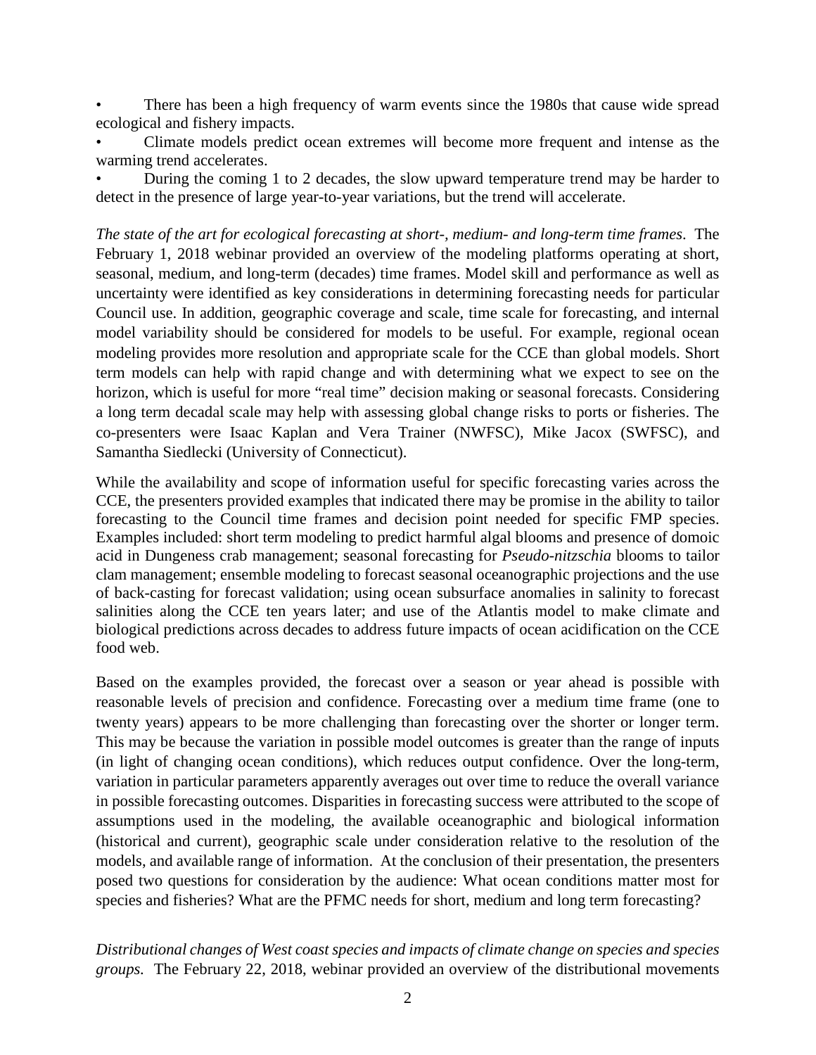- There has been a high frequency of warm events since the 1980s that cause wide spread ecological and fishery impacts.
- Climate models predict ocean extremes will become more frequent and intense as the warming trend accelerates.
- During the coming 1 to 2 decades, the slow upward temperature trend may be harder to detect in the presence of large year-to-year variations, but the trend will accelerate.

*The state of the art for ecological forecasting at short-, medium- and long-term time frames*. The February 1, 2018 webinar provided an overview of the modeling platforms operating at short, seasonal, medium, and long-term (decades) time frames. Model skill and performance as well as uncertainty were identified as key considerations in determining forecasting needs for particular Council use. In addition, geographic coverage and scale, time scale for forecasting, and internal model variability should be considered for models to be useful. For example, regional ocean modeling provides more resolution and appropriate scale for the CCE than global models. Short term models can help with rapid change and with determining what we expect to see on the horizon, which is useful for more "real time" decision making or seasonal forecasts. Considering a long term decadal scale may help with assessing global change risks to ports or fisheries. The co-presenters were Isaac Kaplan and Vera Trainer (NWFSC), Mike Jacox (SWFSC), and Samantha Siedlecki (University of Connecticut).

While the availability and scope of information useful for specific forecasting varies across the CCE, the presenters provided examples that indicated there may be promise in the ability to tailor forecasting to the Council time frames and decision point needed for specific FMP species. Examples included: short term modeling to predict harmful algal blooms and presence of domoic acid in Dungeness crab management; seasonal forecasting for *Pseudo-nitzschia* blooms to tailor clam management; ensemble modeling to forecast seasonal oceanographic projections and the use of back-casting for forecast validation; using ocean subsurface anomalies in salinity to forecast salinities along the CCE ten years later; and use of the Atlantis model to make climate and biological predictions across decades to address future impacts of ocean acidification on the CCE food web.

Based on the examples provided, the forecast over a season or year ahead is possible with reasonable levels of precision and confidence. Forecasting over a medium time frame (one to twenty years) appears to be more challenging than forecasting over the shorter or longer term. This may be because the variation in possible model outcomes is greater than the range of inputs (in light of changing ocean conditions), which reduces output confidence. Over the long-term, variation in particular parameters apparently averages out over time to reduce the overall variance in possible forecasting outcomes. Disparities in forecasting success were attributed to the scope of assumptions used in the modeling, the available oceanographic and biological information (historical and current), geographic scale under consideration relative to the resolution of the models, and available range of information. At the conclusion of their presentation, the presenters posed two questions for consideration by the audience: What ocean conditions matter most for species and fisheries? What are the PFMC needs for short, medium and long term forecasting?

*Distributional changes of West coast species and impacts of climate change on species and species groups.* The February 22, 2018, webinar provided an overview of the distributional movements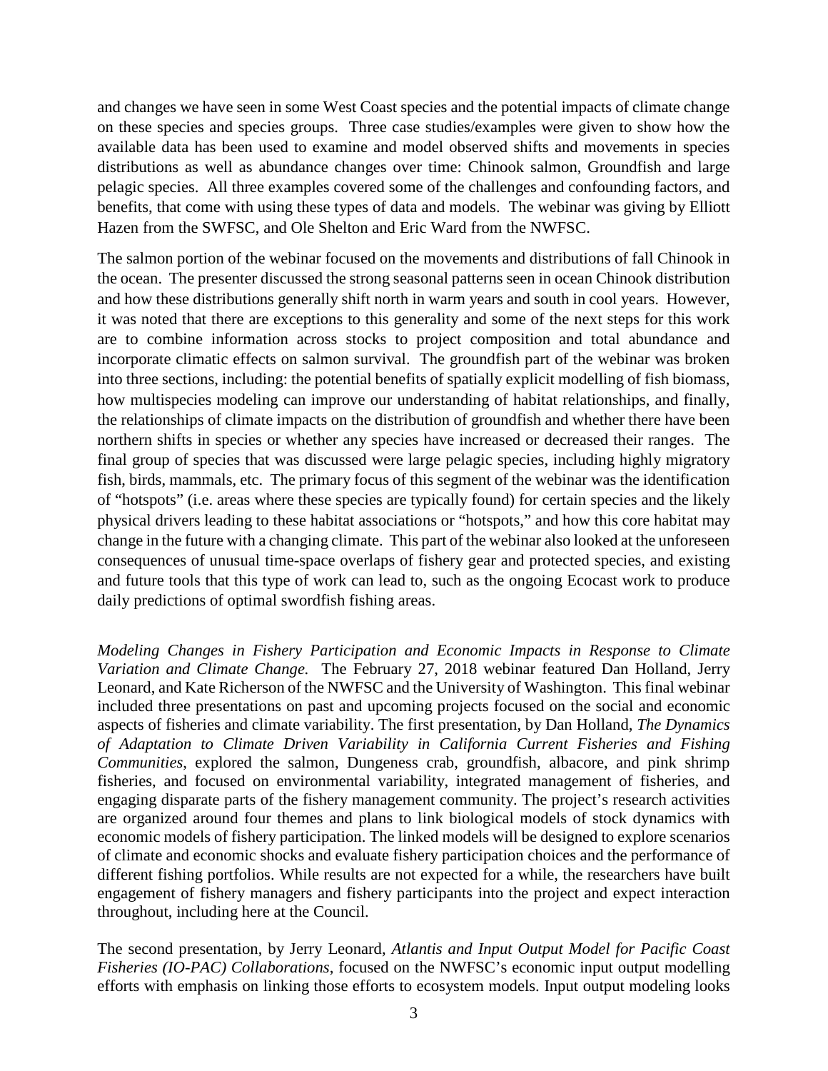and changes we have seen in some West Coast species and the potential impacts of climate change on these species and species groups. Three case studies/examples were given to show how the available data has been used to examine and model observed shifts and movements in species distributions as well as abundance changes over time: Chinook salmon, Groundfish and large pelagic species. All three examples covered some of the challenges and confounding factors, and benefits, that come with using these types of data and models. The webinar was giving by Elliott Hazen from the SWFSC, and Ole Shelton and Eric Ward from the NWFSC.

The salmon portion of the webinar focused on the movements and distributions of fall Chinook in the ocean. The presenter discussed the strong seasonal patterns seen in ocean Chinook distribution and how these distributions generally shift north in warm years and south in cool years. However, it was noted that there are exceptions to this generality and some of the next steps for this work are to combine information across stocks to project composition and total abundance and incorporate climatic effects on salmon survival. The groundfish part of the webinar was broken into three sections, including: the potential benefits of spatially explicit modelling of fish biomass, how multispecies modeling can improve our understanding of habitat relationships, and finally, the relationships of climate impacts on the distribution of groundfish and whether there have been northern shifts in species or whether any species have increased or decreased their ranges. The final group of species that was discussed were large pelagic species, including highly migratory fish, birds, mammals, etc. The primary focus of this segment of the webinar was the identification of "hotspots" (i.e. areas where these species are typically found) for certain species and the likely physical drivers leading to these habitat associations or "hotspots," and how this core habitat may change in the future with a changing climate. This part of the webinar also looked at the unforeseen consequences of unusual time-space overlaps of fishery gear and protected species, and existing and future tools that this type of work can lead to, such as the ongoing Ecocast work to produce daily predictions of optimal swordfish fishing areas.

*Modeling Changes in Fishery Participation and Economic Impacts in Response to Climate Variation and Climate Change.* The February 27, 2018 webinar featured Dan Holland, Jerry Leonard, and Kate Richerson of the NWFSC and the University of Washington. This final webinar included three presentations on past and upcoming projects focused on the social and economic aspects of fisheries and climate variability. The first presentation, by Dan Holland, *The Dynamics of Adaptation to Climate Driven Variability in California Current Fisheries and Fishing Communities*, explored the salmon, Dungeness crab, groundfish, albacore, and pink shrimp fisheries, and focused on environmental variability, integrated management of fisheries, and engaging disparate parts of the fishery management community. The project's research activities are organized around four themes and plans to link biological models of stock dynamics with economic models of fishery participation. The linked models will be designed to explore scenarios of climate and economic shocks and evaluate fishery participation choices and the performance of different fishing portfolios. While results are not expected for a while, the researchers have built engagement of fishery managers and fishery participants into the project and expect interaction throughout, including here at the Council.

The second presentation, by Jerry Leonard, *Atlantis and Input Output Model for Pacific Coast Fisheries (IO-PAC) Collaborations*, focused on the NWFSC's economic input output modelling efforts with emphasis on linking those efforts to ecosystem models. Input output modeling looks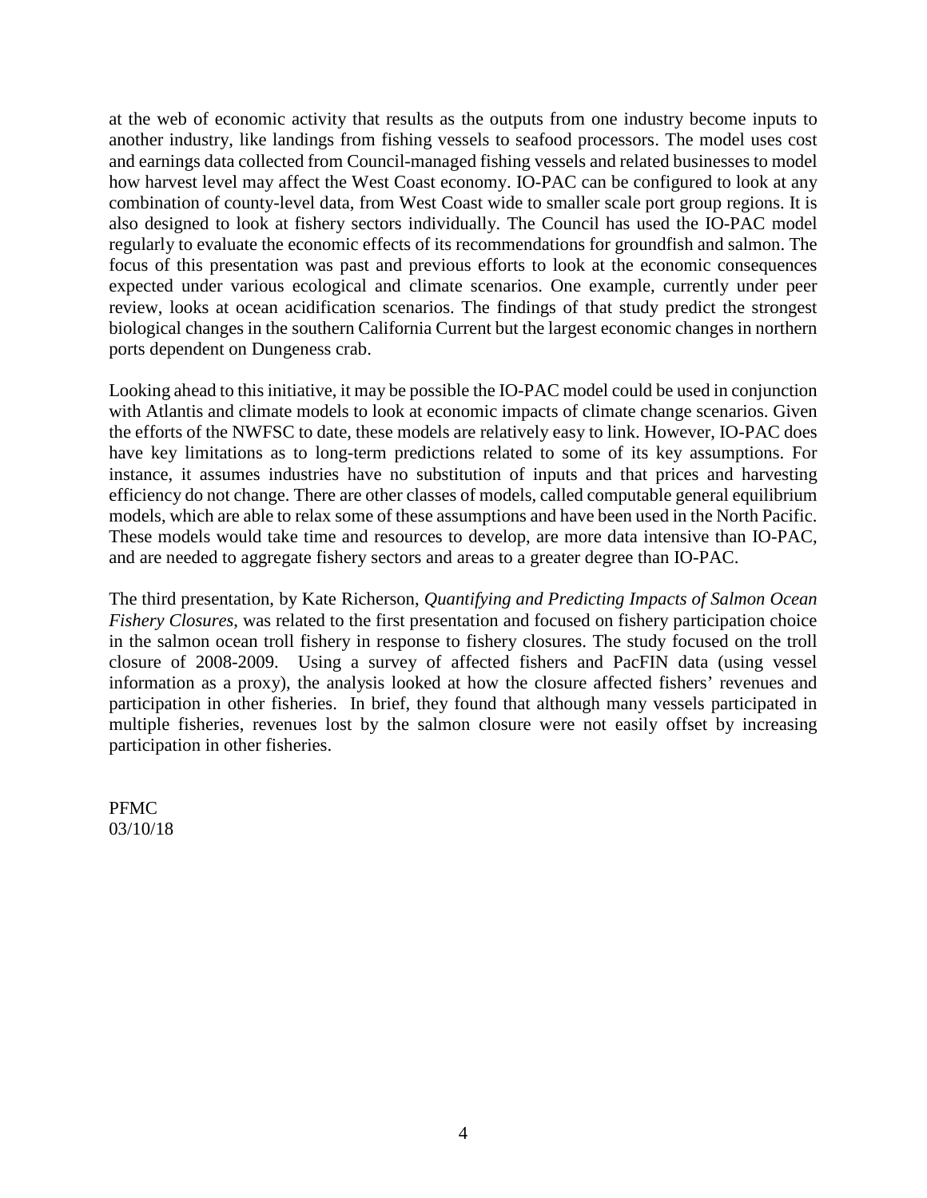at the web of economic activity that results as the outputs from one industry become inputs to another industry, like landings from fishing vessels to seafood processors. The model uses cost and earnings data collected from Council-managed fishing vessels and related businesses to model how harvest level may affect the West Coast economy. IO-PAC can be configured to look at any combination of county-level data, from West Coast wide to smaller scale port group regions. It is also designed to look at fishery sectors individually. The Council has used the IO-PAC model regularly to evaluate the economic effects of its recommendations for groundfish and salmon. The focus of this presentation was past and previous efforts to look at the economic consequences expected under various ecological and climate scenarios. One example, currently under peer review, looks at ocean acidification scenarios. The findings of that study predict the strongest biological changes in the southern California Current but the largest economic changes in northern ports dependent on Dungeness crab.

Looking ahead to this initiative, it may be possible the IO-PAC model could be used in conjunction with Atlantis and climate models to look at economic impacts of climate change scenarios. Given the efforts of the NWFSC to date, these models are relatively easy to link. However, IO-PAC does have key limitations as to long-term predictions related to some of its key assumptions. For instance, it assumes industries have no substitution of inputs and that prices and harvesting efficiency do not change. There are other classes of models, called computable general equilibrium models, which are able to relax some of these assumptions and have been used in the North Pacific. These models would take time and resources to develop, are more data intensive than IO-PAC, and are needed to aggregate fishery sectors and areas to a greater degree than IO-PAC.

The third presentation, by Kate Richerson, *Quantifying and Predicting Impacts of Salmon Ocean Fishery Closures*, was related to the first presentation and focused on fishery participation choice in the salmon ocean troll fishery in response to fishery closures. The study focused on the troll closure of 2008-2009. Using a survey of affected fishers and PacFIN data (using vessel information as a proxy), the analysis looked at how the closure affected fishers' revenues and participation in other fisheries. In brief, they found that although many vessels participated in multiple fisheries, revenues lost by the salmon closure were not easily offset by increasing participation in other fisheries.

PFMC
03/10/18